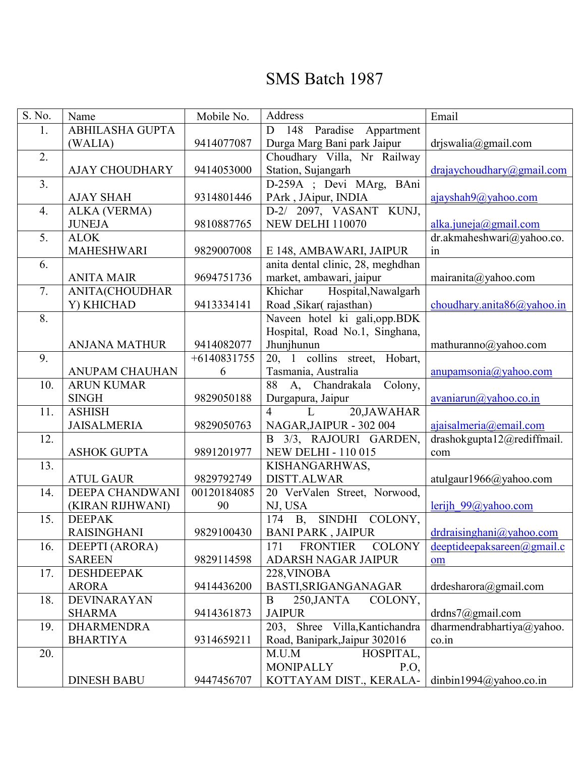# SMS Batch 1987

| S. No. | Name | Mobile No. | Address | Email |
|---|---|---|---|---|
| 1. | ABHILASHA GUPTA (WALIA) | 9414077087 | D 148 Paradise Appartment Durga Marg Bani park Jaipur | drjswalia@gmail.com |
| 2. | AJAY CHOUDHARY | 9414053000 | Choudhary Villa, Nr Railway Station, Sujangarh | drajaychoudhary@gmail.com |
| 3. | AJAY SHAH | 9314801446 | D-259A ; Devi MArg, BAni PArk , JAipur, INDIA | ajayshah9@yahoo.com |
| 4. | ALKA (VERMA) JUNEJA | 9810887765 | D-2/ 2097, VASANT KUNJ, NEW DELHI 110070 | alka.juneja@gmail.com |
| 5. | ALOK MAHESHWARI | 9829007008 | E 148, AMBAWARI, JAIPUR | dr.akmaheshwari@yahoo.co.in |
| 6. | ANITA MAIR | 9694751736 | anita dental clinic, 28, meghdhan market, ambawari, jaipur | mairanita@yahoo.com |
| 7. | ANITA(CHOUDHARY) KHICHAD | 9413334141 | Khichar Hospital,Nawalgarh Road ,Sikar( rajasthan) | choudhary.anita86@yahoo.in |
| 8. | ANJANA MATHUR | 9414082077 | Naveen hotel ki gali,opp.BDK Hospital, Road No.1, Singhana, Jhunjhunun | mathuranno@yahoo.com |
| 9. | ANUPAM CHAUHAN | +61408317556 | 20, 1 collins street, Hobart, Tasmania, Australia | anupamsonia@yahoo.com |
| 10. | ARUN KUMAR SINGH | 9829050188 | 88 A, Chandrakala Colony, Durgapura, Jaipur | avaniarun@yahoo.co.in |
| 11. | ASHISH JAISALMERIA | 9829050763 | 4 L 20,JAWAHAR NAGAR,JAIPUR - 302 004 | ajaisalmeria@email.com |
| 12. | ASHOK GUPTA | 9891201977 | B 3/3, RAJOURI GARDEN, NEW DELHI - 110 015 | drashokgupta12@rediffmail.com |
| 13. | ATUL GAUR | 9829792749 | KISHANGARHWAS, DISTT.ALWAR | atulgaur1966@yahoo.com |
| 14. | DEEPA CHANDWANI (KIRAN RIJHWANI) | 0012018408590 | 20 VerValen Street, Norwood, NJ, USA | lerijh_99@yahoo.com |
| 15. | DEEPAK RAISINGHANI | 9829100430 | 174 B, SINDHI COLONY, BANI PARK , JAIPUR | drdraisinghani@yahoo.com |
| 16. | DEEPTI (ARORA) SAREEN | 9829114598 | 171 FRONTIER COLONY ADARSH NAGAR JAIPUR | deeptideepaksareen@gmail.com |
| 17. | DESHDEEPAK ARORA | 9414436200 | 228,VINOBA BASTI,SRIGANGANAGAR | drdesharora@gmail.com |
| 18. | DEVINARAYAN SHARMA | 9414361873 | B 250,JANTA COLONY, JAIPUR | drdns7@gmail.com |
| 19. | DHARMENDRA BHARTIYA | 9314659211 | 203, Shree Villa,Kantichandra Road, Banipark,Jaipur 302016 | dharmendrabhartiya@yahoo.co.in |
| 20. | DINESH BABU | 9447456707 | M.U.M HOSPITAL, MONIPALLY P.O, KOTTAYAM DIST., KERALA- | dinbin1994@yahoo.co.in |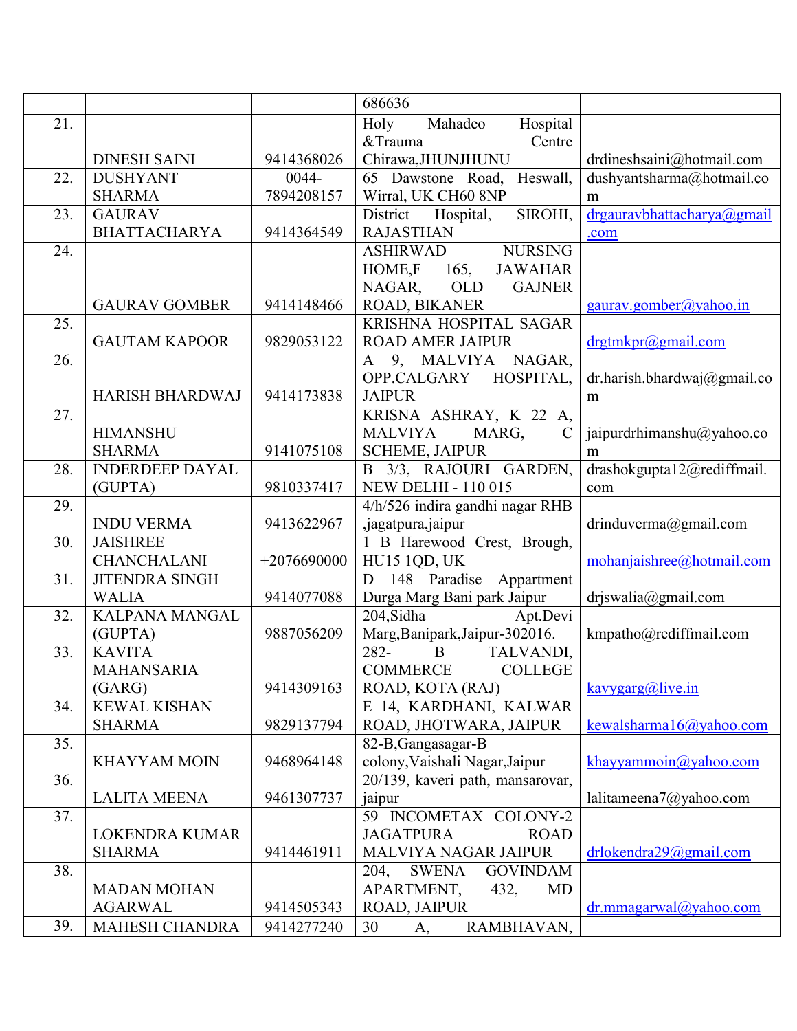| | | | | |
|---|---|---|---|---|
| | | | 686636 | |
| 21. | DINESH SAINI | 9414368026 | Holy Mahadeo Hospital &Trauma Centre Chirawa,JHUNJHUNU | drdineshsaini@hotmail.com |
| 22. | DUSHYANT SHARMA | 0044-7894208157 | 65 Dawstone Road, Heswall, Wirral, UK CH60 8NP | dushyantsharma@hotmail.com |
| 23. | GAURAV BHATTACHARYA | 9414364549 | District Hospital, SIROHI, RAJASTHAN | drgauravbhattacharya@gmail.com |
| 24. | GAURAV GOMBER | 9414148466 | ASHIRWAD NURSING HOME,F 165, JAWAHAR NAGAR, OLD GAJNER ROAD, BIKANER | gaurav.gomber@yahoo.in |
| 25. | GAUTAM KAPOOR | 9829053122 | KRISHNA HOSPITAL SAGAR ROAD AMER JAIPUR | drgtmkpr@gmail.com |
| 26. | HARISH BHARDWAJ | 9414173838 | A 9, MALVIYA NAGAR, OPP.CALGARY HOSPITAL, JAIPUR | dr.harish.bhardwaj@gmail.com |
| 27. | HIMANSHU SHARMA | 9141075108 | KRISNA ASHRAY, K 22 A, MALVIYA MARG, C SCHEME, JAIPUR | jaipurdrhimanshu@yahoo.com |
| 28. | INDERDEEP DAYAL (GUPTA) | 9810337417 | B 3/3, RAJOURI GARDEN, NEW DELHI - 110 015 | drashokgupta12@rediffmail.com |
| 29. | INDU VERMA | 9413622967 | 4/h/526 indira gandhi nagar RHB ,jagatpura,jaipur | drinduverma@gmail.com |
| 30. | JAISHREE CHANCHALANI | +2076690000 | 1 B Harewood Crest, Brough, HU15 1QD, UK | mohanjaishree@hotmail.com |
| 31. | JITENDRA SINGH WALIA | 9414077088 | D 148 Paradise Appartment Durga Marg Bani park Jaipur | drjswalia@gmail.com |
| 32. | KALPANA MANGAL (GUPTA) | 9887056209 | 204,Sidha Apt.Devi Marg,Banipark,Jaipur-302016. | kmpatho@rediffmail.com |
| 33. | KAVITA MAHANSARIA (GARG) | 9414309163 | 282- B TALVANDI, COMMERCE COLLEGE ROAD, KOTA (RAJ) | kavygarg@live.in |
| 34. | KEWAL KISHAN SHARMA | 9829137794 | E 14, KARDHANI, KALWAR ROAD, JHOTWARA, JAIPUR | kewalsharma16@yahoo.com |
| 35. | KHAYYAM MOIN | 9468964148 | 82-B,Gangasagar-B colony,Vaishali Nagar,Jaipur | khayyammoin@yahoo.com |
| 36. | LALITA MEENA | 9461307737 | 20/139, kaveri path, mansarovar, jaipur | lalitameena7@yahoo.com |
| 37. | LOKENDRA KUMAR SHARMA | 9414461911 | 59 INCOMETAX COLONY-2 JAGATPURA ROAD MALVIYA NAGAR JAIPUR | drlokendra29@gmail.com |
| 38. | MADAN MOHAN AGARWAL | 9414505343 | 204, SWENA GOVINDAM APARTMENT, 432, MD ROAD, JAIPUR | dr.mmagarwal@yahoo.com |
| 39. | MAHESH CHANDRA | 9414277240 | 30 A, RAMBHAVAN, | |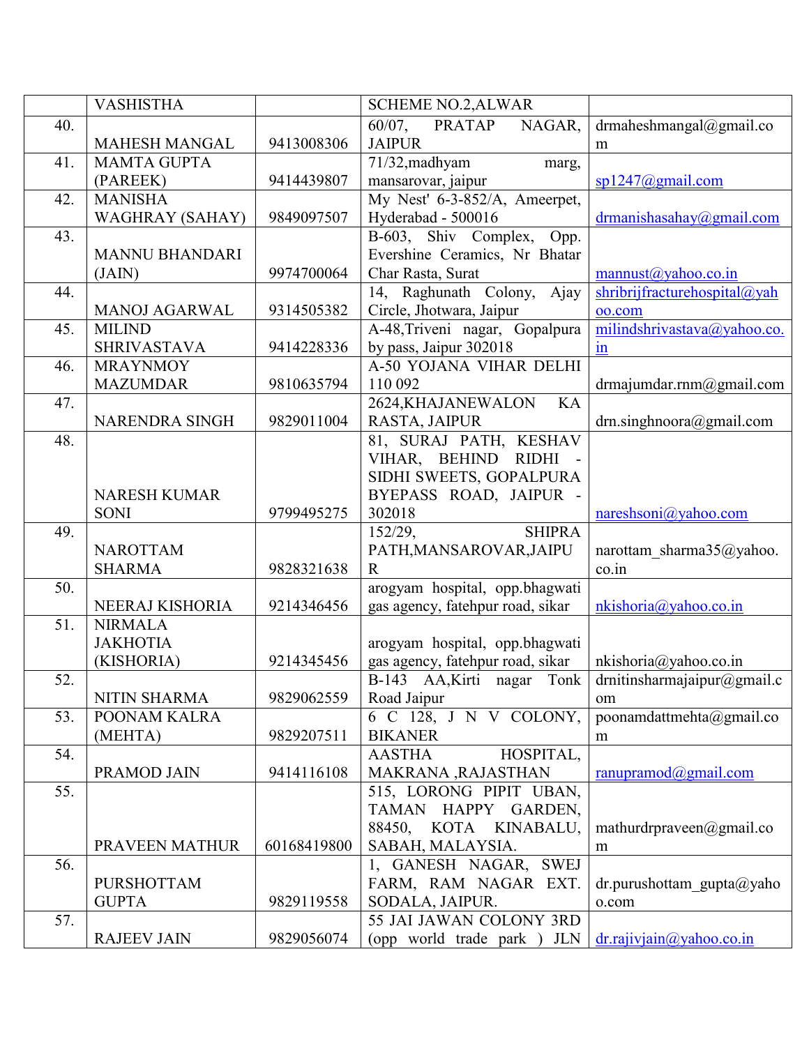| | | | | |
|---|---|---|---|---|
| | VASHISTHA | | SCHEME NO.2,ALWAR | |
| 40. | MAHESH MANGAL | 9413008306 | 60/07, PRATAP NAGAR, JAIPUR | drmaheshmangal@gmail.com |
| 41. | MAMTA GUPTA (PAREEK) | 9414439807 | 71/32,madhyam marg, mansarovar, jaipur | sp1247@gmail.com |
| 42. | MANISHA WAGHRAY (SAHAY) | 9849097507 | My Nest' 6-3-852/A, Ameerpet, Hyderabad - 500016 | drmanishasahay@gmail.com |
| 43. | MANNU BHANDARI (JAIN) | 9974700064 | B-603, Shiv Complex, Opp. Evershine Ceramics, Nr Bhatar Char Rasta, Surat | mannust@yahoo.co.in |
| 44. | MANOJ AGARWAL | 9314505382 | 14, Raghunath Colony, Ajay Circle, Jhotwara, Jaipur | shribrijfracturehospital@yahoo.com |
| 45. | MILIND SHRIVASTAVA | 9414228336 | A-48,Triveni nagar, Gopalpura by pass, Jaipur 302018 | milindshrivastava@yahoo.co.in |
| 46. | MRAYNMOY MAZUMDAR | 9810635794 | A-50 YOJANA VIHAR DELHI 110 092 | drmajumdar.rnm@gmail.com |
| 47. | NARENDRA SINGH | 9829011004 | 2624,KHAJANEWALON KA RASTA, JAIPUR | drn.singhnoora@gmail.com |
| 48. | NARESH KUMAR SONI | 9799495275 | 81, SURAJ PATH, KESHAV VIHAR, BEHIND RIDHI - SIDHI SWEETS, GOPALPURA BYEPASS ROAD, JAIPUR - 302018 | nareshsoni@yahoo.com |
| 49. | NAROTTAM SHARMA | 9828321638 | 152/29, SHIPRA PATH,MANSAROVAR,JAIPUR | narottam_sharma35@yahoo.co.in |
| 50. | NEERAJ KISHORIA | 9214346456 | arogyam hospital, opp.bhagwati gas agency, fatehpur road, sikar | nkishoria@yahoo.co.in |
| 51. | NIRMALA JAKHOTIA (KISHORIA) | 9214345456 | arogyam hospital, opp.bhagwati gas agency, fatehpur road, sikar | nkishoria@yahoo.co.in |
| 52. | NITIN SHARMA | 9829062559 | B-143 AA,Kirti nagar Tonk Road Jaipur | drnitinsharmajaipur@gmail.com |
| 53. | POONAM KALRA (MEHTA) | 9829207511 | 6 C 128, J N V COLONY, BIKANER | poonamdattmehta@gmail.com |
| 54. | PRAMOD JAIN | 9414116108 | AASTHA HOSPITAL, MAKRANA ,RAJASTHAN | ranupramod@gmail.com |
| 55. | PRAVEEN MATHUR | 60168419800 | 515, LORONG PIPIT UBAN, TAMAN HAPPY GARDEN, 88450, KOTA KINABALU, SABAH, MALAYSIA. | mathurdrpraveen@gmail.com |
| 56. | PURSHOTTAM GUPTA | 9829119558 | 1, GANESH NAGAR, SWEJ FARM, RAM NAGAR EXT. SODALA, JAIPUR. | dr.purushottam_gupta@yahoo.com |
| 57. | RAJEEV JAIN | 9829056074 | 55 JAI JAWAN COLONY 3RD (opp world trade park ) JLN | dr.rajivjain@yahoo.co.in |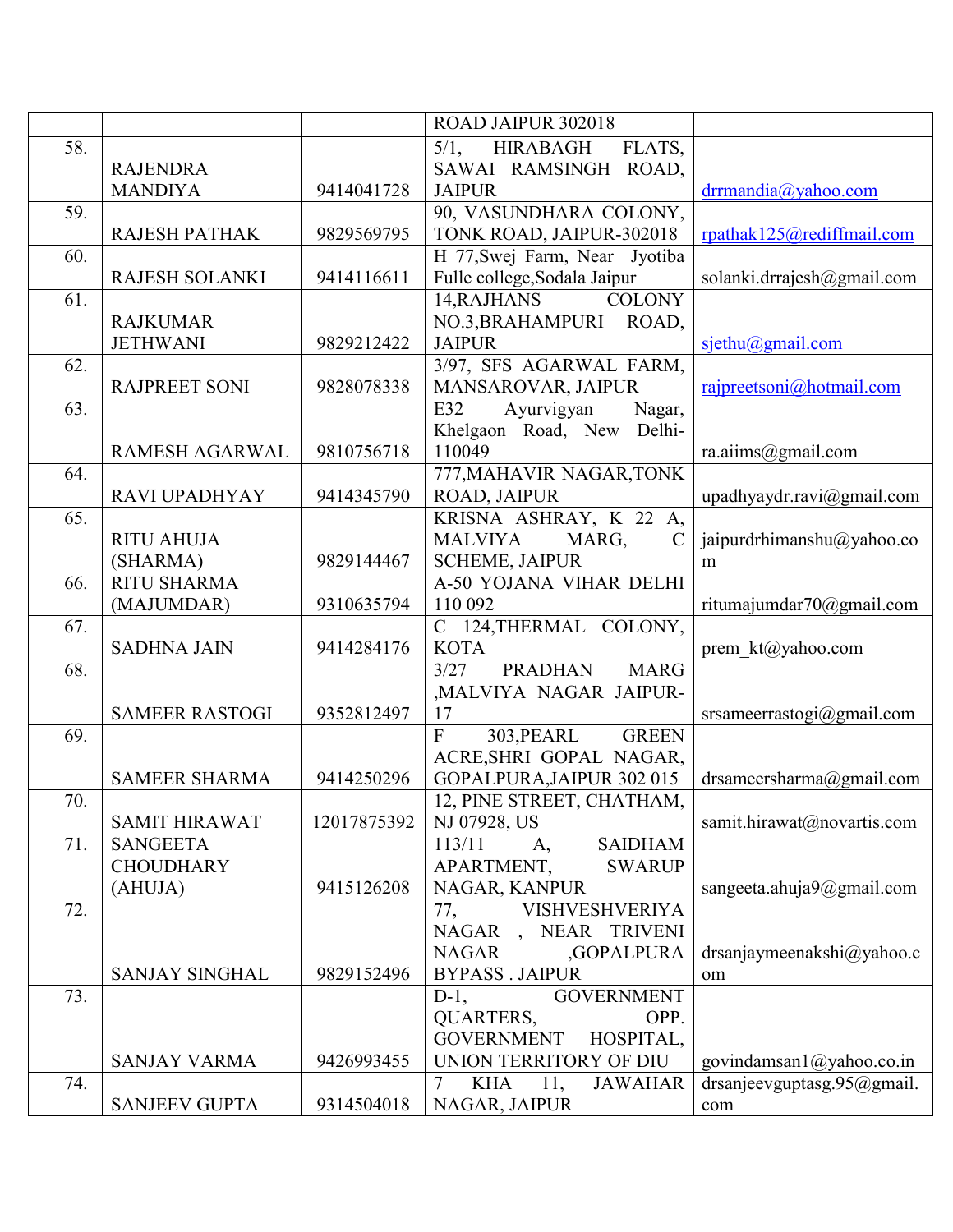| | | | | |
|---|---|---|---|---|
| | | | ROAD JAIPUR 302018 | |
| 58. | RAJENDRA MANDIYA | 9414041728 | 5/1, HIRABAGH FLATS, SAWAI RAMSINGH ROAD, JAIPUR | drrmandia@yahoo.com |
| 59. | RAJESH PATHAK | 9829569795 | 90, VASUNDHARA COLONY, TONK ROAD, JAIPUR-302018 | rpathak125@rediffmail.com |
| 60. | RAJESH SOLANKI | 9414116611 | H 77,Swej Farm, Near Jyotiba Fulle college,Sodala Jaipur | solanki.drrajesh@gmail.com |
| 61. | RAJKUMAR JETHWANI | 9829212422 | 14,RAJHANS COLONY NO.3,BRAHAMPURI ROAD, JAIPUR | sjethu@gmail.com |
| 62. | RAJPREET SONI | 9828078338 | 3/97, SFS AGARWAL FARM, MANSAROVAR, JAIPUR | rajpreetsoni@hotmail.com |
| 63. | RAMESH AGARWAL | 9810756718 | E32 Ayurvigyan Nagar, Khelgaon Road, New Delhi-110049 | ra.aiims@gmail.com |
| 64. | RAVI UPADHYAY | 9414345790 | 777,MAHAVIR NAGAR,TONK ROAD, JAIPUR | upadhyaydr.ravi@gmail.com |
| 65. | RITU AHUJA (SHARMA) | 9829144467 | KRISNA ASHRAY, K 22 A, MALVIYA MARG, C SCHEME, JAIPUR | jaipurdrhimanshu@yahoo.com |
| 66. | RITU SHARMA (MAJUMDAR) | 9310635794 | A-50 YOJANA VIHAR DELHI 110 092 | ritumajumdar70@gmail.com |
| 67. | SADHNA JAIN | 9414284176 | C 124,THERMAL COLONY, KOTA | prem_kt@yahoo.com |
| 68. | SAMEER RASTOGI | 9352812497 | 3/27 PRADHAN MARG ,MALVIYA NAGAR JAIPUR-17 | srsameerrastogi@gmail.com |
| 69. | SAMEER SHARMA | 9414250296 | F 303,PEARL GREEN ACRE,SHRI GOPAL NAGAR, GOPALPURA,JAIPUR 302 015 | drsameersharma@gmail.com |
| 70. | SAMIT HIRAWAT | 12017875392 | 12, PINE STREET, CHATHAM, NJ 07928, US | samit.hirawat@novartis.com |
| 71. | SANGEETA CHOUDHARY (AHUJA) | 9415126208 | 113/11 A, SAIDHAM APARTMENT, SWARUP NAGAR, KANPUR | sangeeta.ahuja9@gmail.com |
| 72. | SANJAY SINGHAL | 9829152496 | 77, VISHVESHVERIYA NAGAR , NEAR TRIVENI NAGAR ,GOPALPURA BYPASS . JAIPUR | drsanjaymeenakshi@yahoo.com |
| 73. | SANJAY VARMA | 9426993455 | D-1, GOVERNMENT QUARTERS, OPP. GOVERNMENT HOSPITAL, UNION TERRITORY OF DIU | govindamsan1@yahoo.co.in |
| 74. | SANJEEV GUPTA | 9314504018 | 7 KHA 11, JAWAHAR NAGAR, JAIPUR | drsanjeevguptasg.95@gmail.com |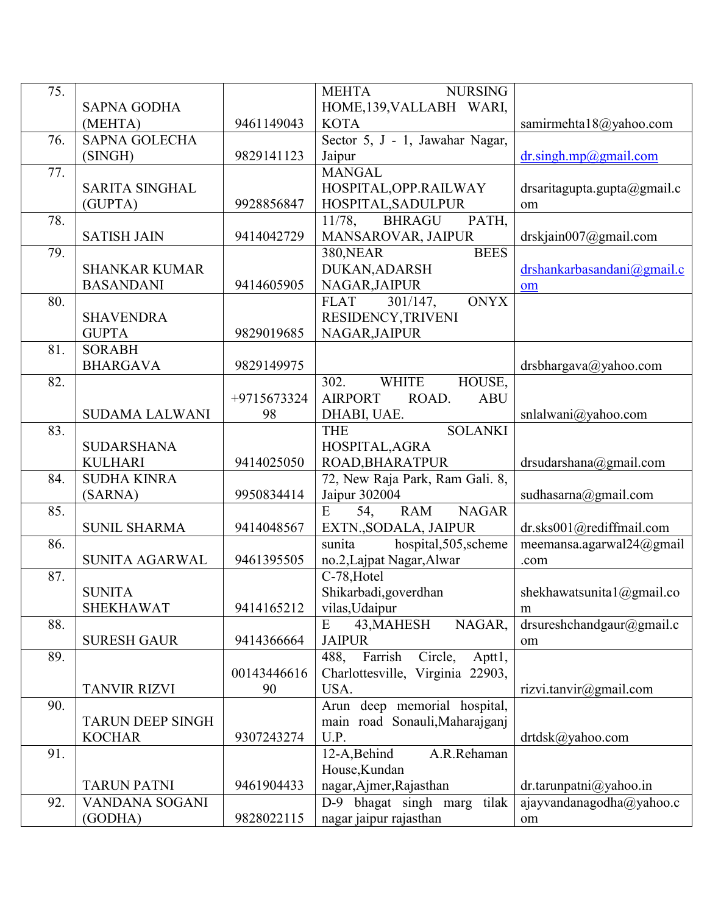| | | | | |
|---|---|---|---|---|
| 75. | SAPNA GODHA (MEHTA) | 9461149043 | MEHTA NURSING HOME,139,VALLABH WARI, KOTA | samirmehta18@yahoo.com |
| 76. | SAPNA GOLECHA (SINGH) | 9829141123 | Sector 5, J - 1, Jawahar Nagar, Jaipur | dr.singh.mp@gmail.com |
| 77. | SARITA SINGHAL (GUPTA) | 9928856847 | MANGAL HOSPITAL,OPP.RAILWAY HOSPITAL,SADULPUR | drsaritagupta.gupta@gmail.com |
| 78. | SATISH JAIN | 9414042729 | 11/78, BHRAGU PATH, MANSAROVAR, JAIPUR | drskjain007@gmail.com |
| 79. | SHANKAR KUMAR BASANDANI | 9414605905 | 380,NEAR BEES DUKAN,ADARSH NAGAR,JAIPUR | drshankarbasandani@gmail.com |
| 80. | SHAVENDRA GUPTA | 9829019685 | FLAT 301/147, ONYX RESIDENCY,TRIVENI NAGAR,JAIPUR | |
| 81. | SORABH BHARGAVA | 9829149975 | | drsbhargava@yahoo.com |
| 82. | SUDAMA LALWANI | +971567332498 | 302. WHITE HOUSE, AIRPORT ROAD. ABU DHABI, UAE. | snlalwani@yahoo.com |
| 83. | SUDARSHANA KULHARI | 9414025050 | THE SOLANKI HOSPITAL,AGRA ROAD,BHARATPUR | drsudarshana@gmail.com |
| 84. | SUDHA KINRA (SARNA) | 9950834414 | 72, New Raja Park, Ram Gali. 8, Jaipur 302004 | sudhasarna@gmail.com |
| 85. | SUNIL SHARMA | 9414048567 | E 54, RAM NAGAR EXTN.,SODALA, JAIPUR | dr.sks001@rediffmail.com |
| 86. | SUNITA AGARWAL | 9461395505 | sunita hospital,505,scheme no.2,Lajpat Nagar,Alwar | meemansa.agarwal24@gmail.com |
| 87. | SUNITA SHEKHAWAT | 9414165212 | C-78,Hotel Shikarbadi,goverdhan vilas,Udaipur | shekhawatsunita1@gmail.com |
| 88. | SURESH GAUR | 9414366664 | E 43,MAHESH NAGAR, JAIPUR | drsureshchandgaur@gmail.com |
| 89. | TANVIR RIZVI | 0014344661690 | 488, Farrish Circle, Aptt1, Charlottesville, Virginia 22903, USA. | rizvi.tanvir@gmail.com |
| 90. | TARUN DEEP SINGH KOCHAR | 9307243274 | Arun deep memorial hospital, main road Sonauli,Maharajganj U.P. | drtdsk@yahoo.com |
| 91. | TARUN PATNI | 9461904433 | 12-A,Behind A.R.Rehaman House,Kundan nagar,Ajmer,Rajasthan | dr.tarunpatni@yahoo.in |
| 92. | VANDANA SOGANI (GODHA) | 9828022115 | D-9 bhagat singh marg tilak nagar jaipur rajasthan | ajayvandanagodha@yahoo.com |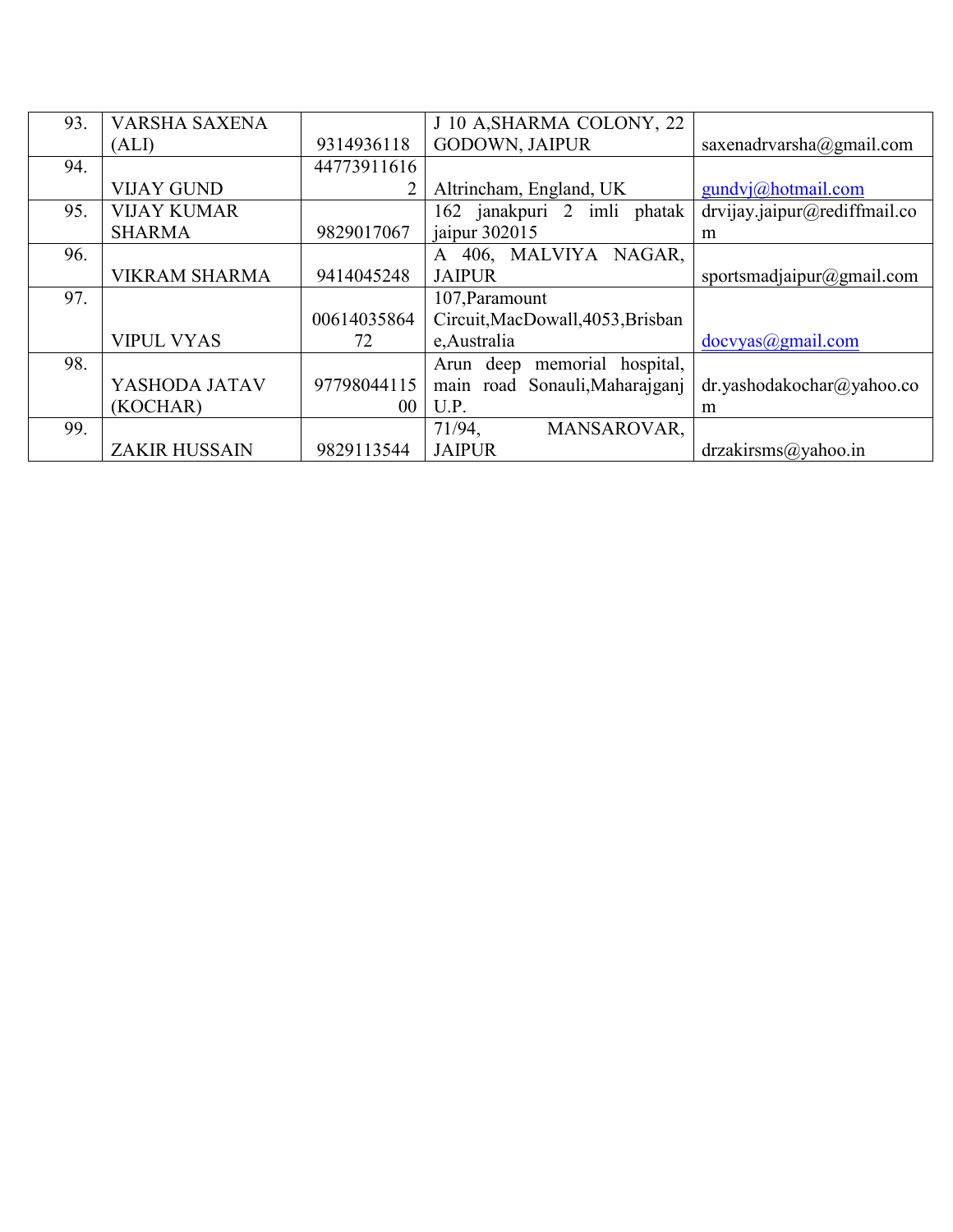| | | | | |
|---|---|---|---|---|
| 93. | VARSHA SAXENA (ALI) | 9314936118 | J 10 A,SHARMA COLONY, 22 GODOWN, JAIPUR | saxenadrvarsha@gmail.com |
| 94. | VIJAY GUND | 447739116162 | Altrincham, England, UK | gundvj@hotmail.com |
| 95. | VIJAY KUMAR SHARMA | 9829017067 | 162 janakpuri 2 imli phatak jaipur 302015 | drvijay.jaipur@rediffmail.com |
| 96. | VIKRAM SHARMA | 9414045248 | A 406, MALVIYA NAGAR, JAIPUR | sportsmadjaipur@gmail.com |
| 97. | VIPUL VYAS | 0061403586472 | 107,Paramount Circuit,MacDowall,4053,Brisbane,Australia | docvyas@gmail.com |
| 98. | YASHODA JATAV (KOCHAR) | 9779804411500 | Arun deep memorial hospital, main road Sonauli,Maharajganj U.P. | dr.yashodakochar@yahoo.com |
| 99. | ZAKIR HUSSAIN | 9829113544 | 71/94, MANSAROVAR, JAIPUR | drzakirsms@yahoo.in |